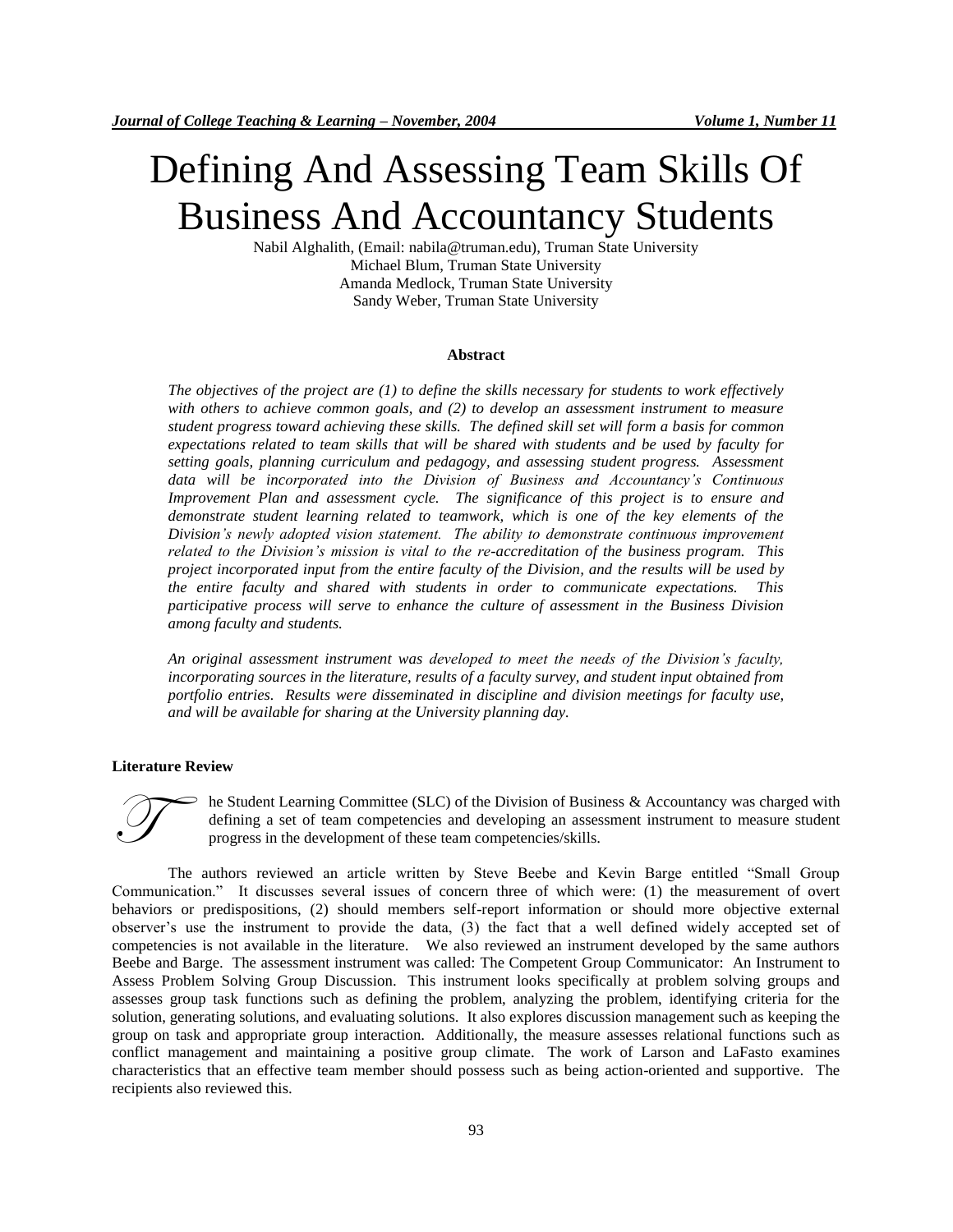# Defining And Assessing Team Skills Of Business And Accountancy Students

Nabil Alghalith, (Email: nabila@truman.edu), Truman State University
Michael Blum, Truman State University
Amanda Medlock, Truman State University
Sandy Weber, Truman State University

### Abstract

*The objectives of the project are (1) to define the skills necessary for students to work effectively with others to achieve common goals, and (2) to develop an assessment instrument to measure student progress toward achieving these skills. The defined skill set will form a basis for common expectations related to team skills that will be shared with students and be used by faculty for setting goals, planning curriculum and pedagogy, and assessing student progress. Assessment data will be incorporated into the Division of Business and Accountancy's Continuous Improvement Plan and assessment cycle. The significance of this project is to ensure and demonstrate student learning related to teamwork, which is one of the key elements of the Division's newly adopted vision statement. The ability to demonstrate continuous improvement related to the Division's mission is vital to the re-accreditation of the business program. This project incorporated input from the entire faculty of the Division, and the results will be used by the entire faculty and shared with students in order to communicate expectations. This participative process will serve to enhance the culture of assessment in the Business Division among faculty and students.*

*An original assessment instrument was developed to meet the needs of the Division's faculty, incorporating sources in the literature, results of a faculty survey, and student input obtained from portfolio entries. Results were disseminated in discipline and division meetings for faculty use, and will be available for sharing at the University planning day.*

### Literature Review

The Student Learning Committee (SLC) of the Division of Business & Accountancy was charged with defining a set of team competencies and developing an assessment instrument to measure student progress in the development of these team competencies/skills.

The authors reviewed an article written by Steve Beebe and Kevin Barge entitled "Small Group Communication." It discusses several issues of concern three of which were: (1) the measurement of overt behaviors or predispositions, (2) should members self-report information or should more objective external observer's use the instrument to provide the data, (3) the fact that a well defined widely accepted set of competencies is not available in the literature. We also reviewed an instrument developed by the same authors Beebe and Barge. The assessment instrument was called: The Competent Group Communicator: An Instrument to Assess Problem Solving Group Discussion. This instrument looks specifically at problem solving groups and assesses group task functions such as defining the problem, analyzing the problem, identifying criteria for the solution, generating solutions, and evaluating solutions. It also explores discussion management such as keeping the group on task and appropriate group interaction. Additionally, the measure assesses relational functions such as conflict management and maintaining a positive group climate. The work of Larson and LaFasto examines characteristics that an effective team member should possess such as being action-oriented and supportive. The recipients also reviewed this.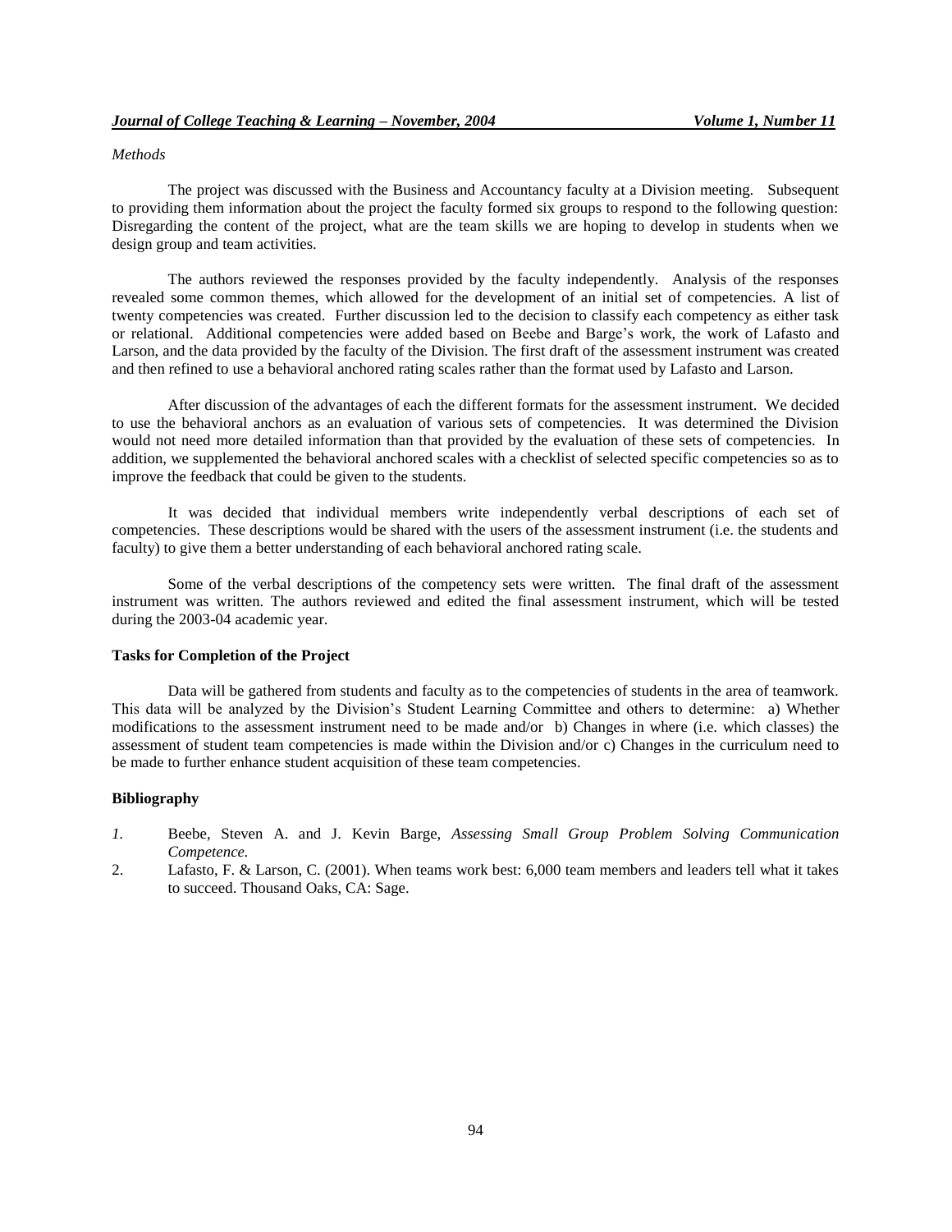*Methods*

The project was discussed with the Business and Accountancy faculty at a Division meeting. Subsequent to providing them information about the project the faculty formed six groups to respond to the following question: Disregarding the content of the project, what are the team skills we are hoping to develop in students when we design group and team activities.

The authors reviewed the responses provided by the faculty independently. Analysis of the responses revealed some common themes, which allowed for the development of an initial set of competencies. A list of twenty competencies was created. Further discussion led to the decision to classify each competency as either task or relational. Additional competencies were added based on Beebe and Barge's work, the work of Lafasto and Larson, and the data provided by the faculty of the Division. The first draft of the assessment instrument was created and then refined to use a behavioral anchored rating scales rather than the format used by Lafasto and Larson.

After discussion of the advantages of each the different formats for the assessment instrument. We decided to use the behavioral anchors as an evaluation of various sets of competencies. It was determined the Division would not need more detailed information than that provided by the evaluation of these sets of competencies. In addition, we supplemented the behavioral anchored scales with a checklist of selected specific competencies so as to improve the feedback that could be given to the students.

It was decided that individual members write independently verbal descriptions of each set of competencies. These descriptions would be shared with the users of the assessment instrument (i.e. the students and faculty) to give them a better understanding of each behavioral anchored rating scale.

Some of the verbal descriptions of the competency sets were written. The final draft of the assessment instrument was written. The authors reviewed and edited the final assessment instrument, which will be tested during the 2003-04 academic year.

## Tasks for Completion of the Project

Data will be gathered from students and faculty as to the competencies of students in the area of teamwork. This data will be analyzed by the Division's Student Learning Committee and others to determine: a) Whether modifications to the assessment instrument need to be made and/or b) Changes in where (i.e. which classes) the assessment of student team competencies is made within the Division and/or c) Changes in the curriculum need to be made to further enhance student acquisition of these team competencies.

## Bibliography

1. Beebe, Steven A. and J. Kevin Barge, *Assessing Small Group Problem Solving Communication Competence.*
2. Lafasto, F. & Larson, C. (2001). When teams work best: 6,000 team members and leaders tell what it takes to succeed. Thousand Oaks, CA: Sage.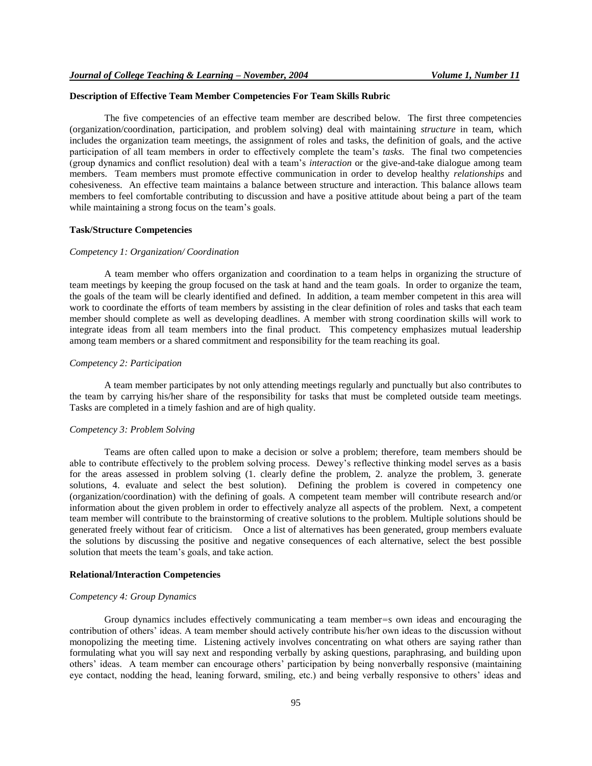**Description of Effective Team Member Competencies For Team Skills Rubric**

The five competencies of an effective team member are described below. The first three competencies (organization/coordination, participation, and problem solving) deal with maintaining *structure* in team, which includes the organization team meetings, the assignment of roles and tasks, the definition of goals, and the active participation of all team members in order to effectively complete the team's *tasks*. The final two competencies (group dynamics and conflict resolution) deal with a team's *interaction* or the give-and-take dialogue among team members. Team members must promote effective communication in order to develop healthy *relationships* and cohesiveness. An effective team maintains a balance between structure and interaction. This balance allows team members to feel comfortable contributing to discussion and have a positive attitude about being a part of the team while maintaining a strong focus on the team's goals.

**Task/Structure Competencies**

*Competency 1: Organization/ Coordination*

A team member who offers organization and coordination to a team helps in organizing the structure of team meetings by keeping the group focused on the task at hand and the team goals. In order to organize the team, the goals of the team will be clearly identified and defined. In addition, a team member competent in this area will work to coordinate the efforts of team members by assisting in the clear definition of roles and tasks that each team member should complete as well as developing deadlines. A member with strong coordination skills will work to integrate ideas from all team members into the final product. This competency emphasizes mutual leadership among team members or a shared commitment and responsibility for the team reaching its goal.

*Competency 2: Participation*

A team member participates by not only attending meetings regularly and punctually but also contributes to the team by carrying his/her share of the responsibility for tasks that must be completed outside team meetings. Tasks are completed in a timely fashion and are of high quality.

*Competency 3: Problem Solving*

Teams are often called upon to make a decision or solve a problem; therefore, team members should be able to contribute effectively to the problem solving process. Dewey's reflective thinking model serves as a basis for the areas assessed in problem solving (1. clearly define the problem, 2. analyze the problem, 3. generate solutions, 4. evaluate and select the best solution). Defining the problem is covered in competency one (organization/coordination) with the defining of goals. A competent team member will contribute research and/or information about the given problem in order to effectively analyze all aspects of the problem. Next, a competent team member will contribute to the brainstorming of creative solutions to the problem. Multiple solutions should be generated freely without fear of criticism. Once a list of alternatives has been generated, group members evaluate the solutions by discussing the positive and negative consequences of each alternative, select the best possible solution that meets the team's goals, and take action.

**Relational/Interaction Competencies**

*Competency 4: Group Dynamics*

Group dynamics includes effectively communicating a team member=s own ideas and encouraging the contribution of others' ideas. A team member should actively contribute his/her own ideas to the discussion without monopolizing the meeting time. Listening actively involves concentrating on what others are saying rather than formulating what you will say next and responding verbally by asking questions, paraphrasing, and building upon others' ideas. A team member can encourage others' participation by being nonverbally responsive (maintaining eye contact, nodding the head, leaning forward, smiling, etc.) and being verbally responsive to others' ideas and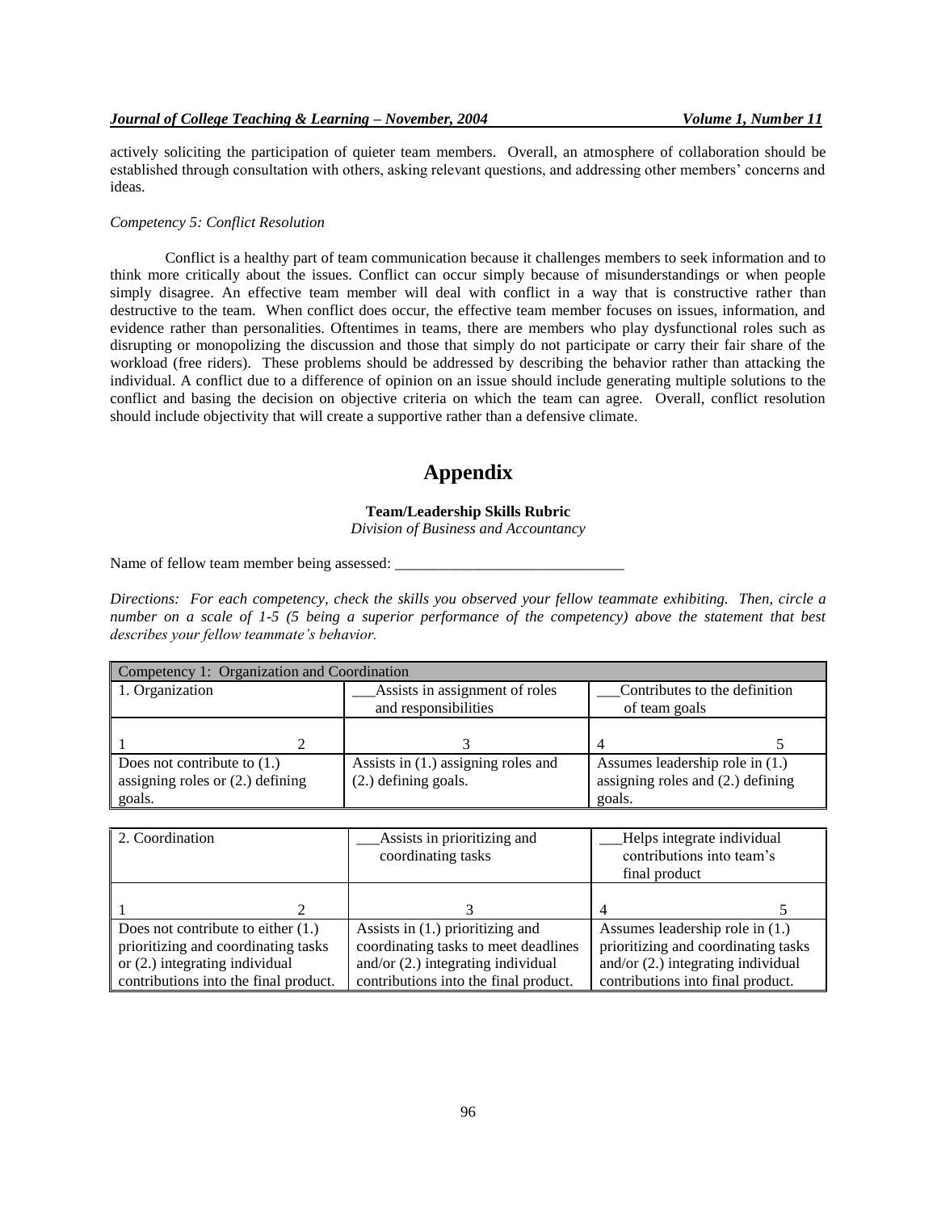actively soliciting the participation of quieter team members. Overall, an atmosphere of collaboration should be established through consultation with others, asking relevant questions, and addressing other members' concerns and ideas.

*Competency 5: Conflict Resolution*

Conflict is a healthy part of team communication because it challenges members to seek information and to think more critically about the issues. Conflict can occur simply because of misunderstandings or when people simply disagree. An effective team member will deal with conflict in a way that is constructive rather than destructive to the team. When conflict does occur, the effective team member focuses on issues, information, and evidence rather than personalities. Oftentimes in teams, there are members who play dysfunctional roles such as disrupting or monopolizing the discussion and those that simply do not participate or carry their fair share of the workload (free riders). These problems should be addressed by describing the behavior rather than attacking the individual. A conflict due to a difference of opinion on an issue should include generating multiple solutions to the conflict and basing the decision on objective criteria on which the team can agree. Overall, conflict resolution should include objectivity that will create a supportive rather than a defensive climate.

# Appendix

**Team/Leadership Skills Rubric**

*Division of Business and Accountancy*

Name of fellow team member being assessed: ______________________________

*Directions: For each competency, check the skills you observed your fellow teammate exhibiting. Then, circle a number on a scale of 1-5 (5 being a superior performance of the competency) above the statement that best describes your fellow teammate's behavior.*

| Competency 1: Organization and Coordination | | |
|---|---|---|
| 1. Organization | ___Assists in assignment of roles and responsibilities | ___Contributes to the definition of team goals |
| 1 2 | 3 | 4 5 |
| Does not contribute to (1.) assigning roles or (2.) defining goals. | Assists in (1.) assigning roles and (2.) defining goals. | Assumes leadership role in (1.) assigning roles and (2.) defining goals. |

| 2. Coordination | ___Assists in prioritizing and coordinating tasks | ___Helps integrate individual contributions into team's final product |
|---|---|---|
| 1 2 | 3 | 4 5 |
| Does not contribute to either (1.) prioritizing and coordinating tasks or (2.) integrating individual contributions into the final product. | Assists in (1.) prioritizing and coordinating tasks to meet deadlines and/or (2.) integrating individual contributions into the final product. | Assumes leadership role in (1.) prioritizing and coordinating tasks and/or (2.) integrating individual contributions into final product. |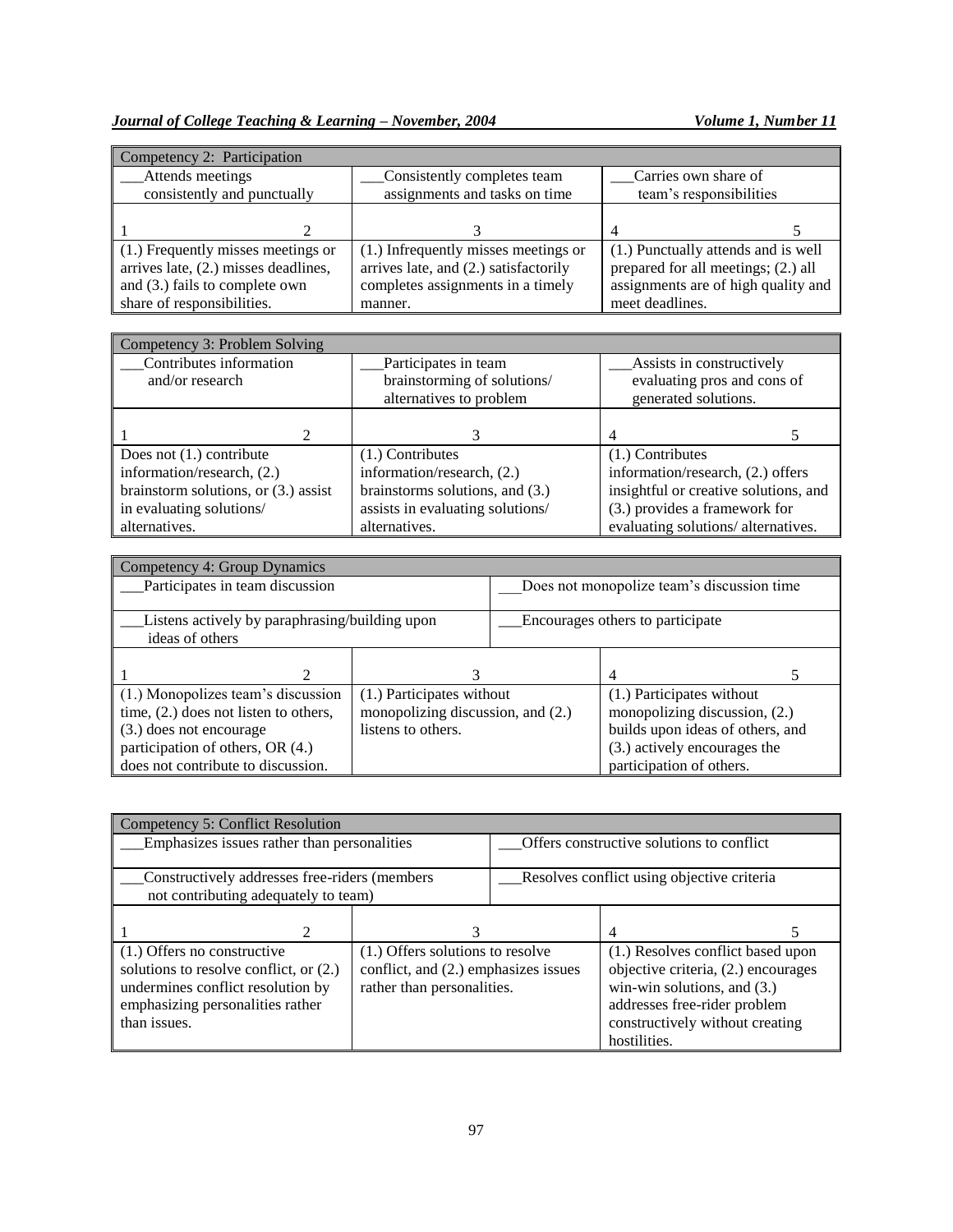| Competency 2: Participation | | |
|---|---|---|
| ___Attends meetings consistently and punctually | ___Consistently completes team assignments and tasks on time | ___Carries own share of team's responsibilities |
| 1 2 | 3 | 4 5 |
| (1.) Frequently misses meetings or arrives late, (2.) misses deadlines, and (3.) fails to complete own share of responsibilities. | (1.) Infrequently misses meetings or arrives late, and (2.) satisfactorily completes assignments in a timely manner. | (1.) Punctually attends and is well prepared for all meetings; (2.) all assignments are of high quality and meet deadlines. |

| Competency 3: Problem Solving | | |
|---|---|---|
| ___Contributes information and/or research | ___Participates in team brainstorming of solutions/ alternatives to problem | ___Assists in constructively evaluating pros and cons of generated solutions. |
| 1 2 | 3 | 4 5 |
| Does not (1.) contribute information/research, (2.) brainstorm solutions, or (3.) assist in evaluating solutions/ alternatives. | (1.) Contributes information/research, (2.) brainstorms solutions, and (3.) assists in evaluating solutions/ alternatives. | (1.) Contributes information/research, (2.) offers insightful or creative solutions, and (3.) provides a framework for evaluating solutions/ alternatives. |

| Competency 4: Group Dynamics | | |
|---|---|---|
| ___Participates in team discussion | | ___Does not monopolize team's discussion time |
| ___Listens actively by paraphrasing/building upon ideas of others | | ___Encourages others to participate |
| 1 2 | 3 | 4 5 |
| (1.) Monopolizes team's discussion time, (2.) does not listen to others, (3.) does not encourage participation of others, OR (4.) does not contribute to discussion. | (1.) Participates without monopolizing discussion, and (2.) listens to others. | (1.) Participates without monopolizing discussion, (2.) builds upon ideas of others, and (3.) actively encourages the participation of others. |

| Competency 5: Conflict Resolution | | |
|---|---|---|
| ___Emphasizes issues rather than personalities | | ___Offers constructive solutions to conflict |
| ___Constructively addresses free-riders (members not contributing adequately to team) | | ___Resolves conflict using objective criteria |
| 1 2 | 3 | 4 5 |
| (1.) Offers no constructive solutions to resolve conflict, or (2.) undermines conflict resolution by emphasizing personalities rather than issues. | (1.) Offers solutions to resolve conflict, and (2.) emphasizes issues rather than personalities. | (1.) Resolves conflict based upon objective criteria, (2.) encourages win-win solutions, and (3.) addresses free-rider problem constructively without creating hostilities. |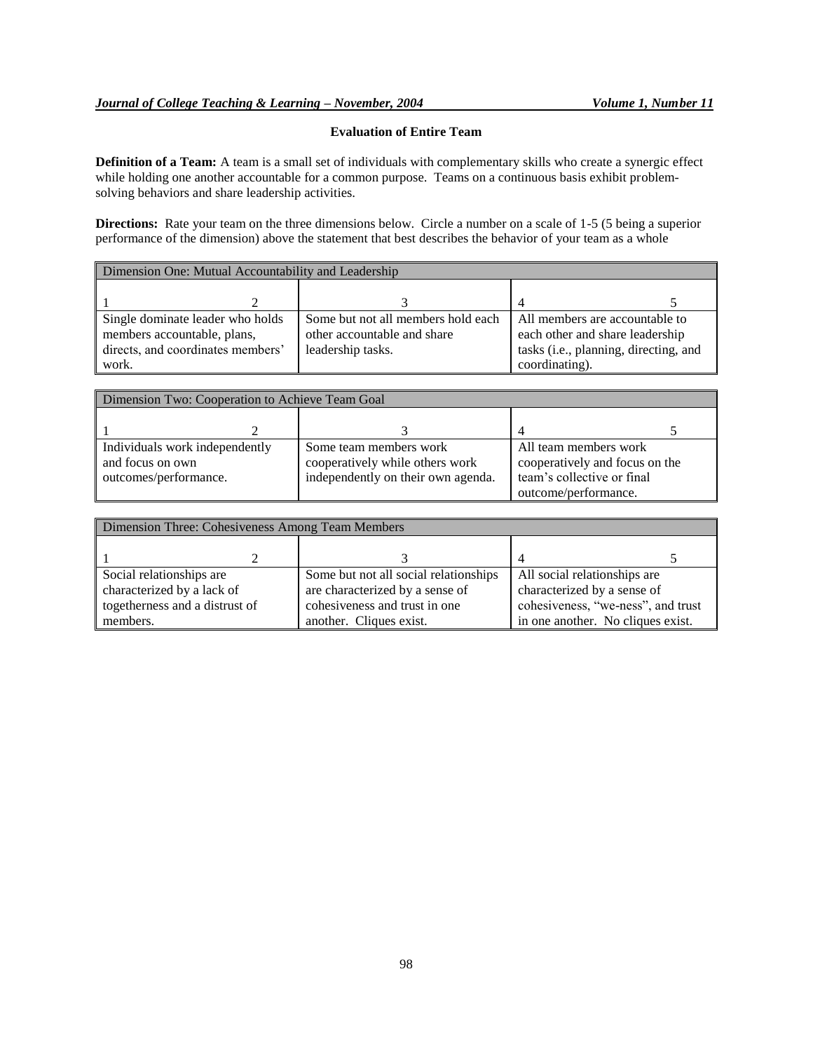**Evaluation of Entire Team**

**Definition of a Team:** A team is a small set of individuals with complementary skills who create a synergic effect while holding one another accountable for a common purpose. Teams on a continuous basis exhibit problem-solving behaviors and share leadership activities.

**Directions:** Rate your team on the three dimensions below. Circle a number on a scale of 1-5 (5 being a superior performance of the dimension) above the statement that best describes the behavior of your team as a whole

| Dimension One: Mutual Accountability and Leadership | | | | |
|---|---|---|---|---|
| 1 | 2 | 3 | 4 | 5 |
| Single dominate leader who holds members accountable, plans, directs, and coordinates members' work. | | Some but not all members hold each other accountable and share leadership tasks. | All members are accountable to each other and share leadership tasks (i.e., planning, directing, and coordinating). | |

| Dimension Two: Cooperation to Achieve Team Goal | | | | |
|---|---|---|---|---|
| 1 | 2 | 3 | 4 | 5 |
| Individuals work independently and focus on own outcomes/performance. | | Some team members work cooperatively while others work independently on their own agenda. | All team members work cooperatively and focus on the team's collective or final outcome/performance. | |

| Dimension Three: Cohesiveness Among Team Members | | | | |
|---|---|---|---|---|
| 1 | 2 | 3 | 4 | 5 |
| Social relationships are characterized by a lack of togetherness and a distrust of members. | | Some but not all social relationships are characterized by a sense of cohesiveness and trust in one another. Cliques exist. | All social relationships are characterized by a sense of cohesiveness, "we-ness", and trust in one another. No cliques exist. | |